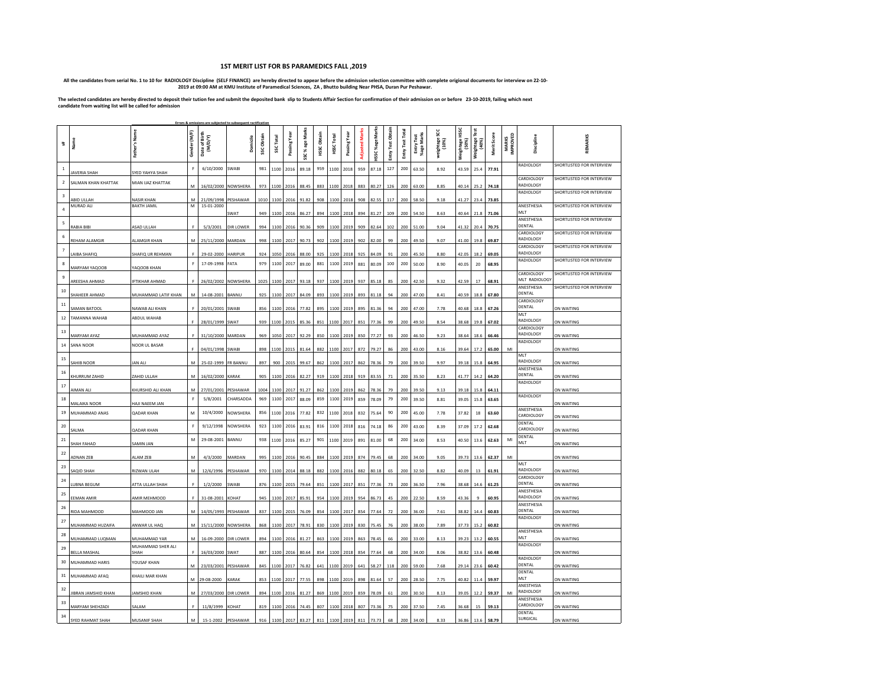# 1ST MERIT LIST FOR BS PARAMEDICS FALL ,2019

**All the candidates from serial No. 1 to 10 for RADIOLOGY Discipline (SELF FINANCE) are hereby directed to appear before the admission selection committee with complete origional documents for interview on 22-10-2019 at 09:00 AM at KMU Institute of Paramedical Sciences, ZA , Bhutto building Near PHSA, Duran Pur Peshawar.**

**The selected candidates are hereby directed to deposit their tution fee and submit the deposited bank slip to Students Affair Section for confirmation of their admission on or before 23-10-2019, failing which next candidate from waiting list will be called for admission**

Errors & omissions are subjected to subsequent rectification

| S# | Name | Father's Name | Gender (M/F) | Date of Birth (M/D/Y) | Domicile | SSC Obtain | SSC Total | Passing Year | SSC %age Marks | HSSC Obtain | HSSC Total | Passing Year | Adjusted Marks | HSSC %age Marks | Entry Test Obtain | Entry Test Total | Entry Test %age Marks | weightage SCC (10%) | Weightage HSSC (50%) | Weightage Test (40%) | Merit Score | MARKS IMPROVED | Discipline | REMARKS |
|---|---|---|---|---|---|---|---|---|---|---|---|---|---|---|---|---|---|---|---|---|---|---|---|---|
| 1 | JAVERIA SHAH | SYED YAHYA SHAH | F | 6/10/2000 | SWABI | 981 | 1100 | 2016 | 89.18 | 959 | 1100 | 2018 | 959 | 87.18 | 127 | 200 | 63.50 | 8.92 | 43.59 | 25.4 | 77.91 | | RADIOLOGY | SHORTLISTED FOR INTERVIEW |
| 2 | SALMAN KHAN KHATTAK | MIAN IJAZ KHATTAK | M | 16/02/2000 | NOWSHERA | 973 | 1100 | 2016 | 88.45 | 883 | 1100 | 2018 | 883 | 80.27 | 126 | 200 | 63.00 | 8.85 | 40.14 | 25.2 | 74.18 | | CARDIOLOGY RADIOLOGY | SHORTLISTED FOR INTERVIEW |
| 3 | ABID ULLAH | NASIR KHAN | M | 21/09/1998 | PESHAWAR | 1010 | 1100 | 2016 | 91.82 | 908 | 1100 | 2018 | 908 | 82.55 | 117 | 200 | 58.50 | 9.18 | 41.27 | 23.4 | 73.85 | | RADIOLOGY | SHORTLISTED FOR INTERVIEW |
| 4 | MURAD ALI | BAKTH JAMIL | M | 15-01-2000 | SWAT | 949 | 1100 | 2016 | 86.27 | 894 | 1100 | 2018 | 894 | 81.27 | 109 | 200 | 54.50 | 8.63 | 40.64 | 21.8 | 71.06 | | ANESTHESIA MLT | SHORTLISTED FOR INTERVIEW |
| 5 | RABIA BIBI | ASAD ULLAH | F | 5/3/2001 | DIR LOWER | 994 | 1100 | 2016 | 90.36 | 909 | 1100 | 2019 | 909 | 82.64 | 102 | 200 | 51.00 | 9.04 | 41.32 | 20.4 | 70.75 | | ANESTHESIA DENTAL | SHORTLISTED FOR INTERVIEW |
| 6 | REHAM ALAMGIR | ALAMGIR KHAN | M | 25/11/2000 | MARDAN | 998 | 1100 | 2017 | 90.73 | 902 | 1100 | 2019 | 902 | 82.00 | 99 | 200 | 49.50 | 9.07 | 41.00 | 19.8 | 69.87 | | CARDIOLOGY RADIOLOGY | SHORTLISTED FOR INTERVIEW |
| 7 | LAIBA SHAFIQ | SHAFIQ UR REHMAN | F | 29-02-2000 | HARIPUR | 924 | 1050 | 2016 | 88.00 | 925 | 1100 | 2018 | 925 | 84.09 | 91 | 200 | 45.50 | 8.80 | 42.05 | 18.2 | 69.05 | | CARDIOLOGY RADIOLOGY | SHORTLISTED FOR INTERVIEW |
| 8 | MARYAM YAQOOB | YAQOOB KHAN | F | 17-09-1998 | FATA | 979 | 1100 | 2017 | 89.00 | 881 | 1100 | 2019 | 881 | 80.09 | 100 | 200 | 50.00 | 8.90 | 40.05 | 20 | 68.95 | | RADIOLOGY | SHORTLISTED FOR INTERVIEW |
| 9 | AREESHA AHMAD | IFTIKHAR AHMAD | F | 26/02/2002 | NOWSHERA | 1025 | 1100 | 2017 | 93.18 | 937 | 1100 | 2019 | 937 | 85.18 | 85 | 200 | 42.50 | 9.32 | 42.59 | 17 | 68.91 | | CARDIOLOGY MLT RADIOLOGY | SHORTLISTED FOR INTERVIEW |
| 10 | SHAHEER AHMAD | MUHAMMAD LATIF KHAN | M | 14-08-2001 | BANNU | 925 | 1100 | 2017 | 84.09 | 893 | 1100 | 2019 | 893 | 81.18 | 94 | 200 | 47.00 | 8.41 | 40.59 | 18.8 | 67.80 | | ANESTHESIA DENTAL | SHORTLISTED FOR INTERVIEW |
| 11 | SAMAN BATOOL | NAWAB ALI KHAN | F | 20/01/2001 | SWABI | 856 | 1100 | 2016 | 77.82 | 895 | 1100 | 2019 | 895 | 81.36 | 94 | 200 | 47.00 | 7.78 | 40.68 | 18.8 | 67.26 | | CARDIOLOGY DENTAL | ON WAITING |
| 12 | TAMANNA WAHAB | ABDUL WAHAB | F | 28/01/1999 | SWAT | 939 | 1100 | 2015 | 85.36 | 851 | 1100 | 2017 | 851 | 77.36 | 99 | 200 | 49.50 | 8.54 | 38.68 | 19.8 | 67.02 | | MLT RADIOLOGY | ON WAITING |
| 13 | MARYAM AYAZ | MUHAMMAD AYAZ | F | 31/10/2000 | MARDAN | 969 | 1050 | 2017 | 92.29 | 850 | 1100 | 2019 | 850 | 77.27 | 93 | 200 | 46.50 | 9.23 | 38.64 | 18.6 | 66.46 | | CARDIOLOGY RADIOLOGY | ON WAITING |
| 14 | SANA NOOR | NOOR UL BASAR | F | 04/01/1998 | SWABI | 898 | 1100 | 2015 | 81.64 | 882 | 1100 | 2017 | 872 | 79.27 | 86 | 200 | 43.00 | 8.16 | 39.64 | 17.2 | 65.00 | MI | RADIOLOGY | ON WAITING |
| 15 | SAHIB NOOR | JAN ALI | M | 25-02-1999 | FR BANNU | 897 | 900 | 2015 | 99.67 | 862 | 1100 | 2017 | 862 | 78.36 | 79 | 200 | 39.50 | 9.97 | 39.18 | 15.8 | 64.95 | | MLT RADIOLOGY | ON WAITING |
| 16 | KHURRUM ZAHID | ZAHID ULLAH | M | 16/02/2000 | KARAK | 905 | 1100 | 2016 | 82.27 | 919 | 1100 | 2018 | 919 | 83.55 | 71 | 200 | 35.50 | 8.23 | 41.77 | 14.2 | 64.20 | | ANESTHESIA DENTAL | ON WAITING |
| 17 | AIMAN ALI | KHURSHID ALI KHAN | M | 27/01/2001 | PESHAWAR | 1004 | 1100 | 2017 | 91.27 | 862 | 1100 | 2019 | 862 | 78.36 | 79 | 200 | 39.50 | 9.13 | 39.18 | 15.8 | 64.11 | | RADIOLOGY | ON WAITING |
| 18 | MALAIKA NOOR | HAJI NAEEM JAN | F | 5/8/2001 | CHARSADDA | 969 | 1100 | 2017 | 88.09 | 859 | 1100 | 2019 | 859 | 78.09 | 79 | 200 | 39.50 | 8.81 | 39.05 | 15.8 | 63.65 | | RADIOLOGY | ON WAITING |
| 19 | MUHAMMAD ANAS | QADAR KHAN | M | 10/4/2000 | NOWSHERA | 856 | 1100 | 2016 | 77.82 | 832 | 1100 | 2018 | 832 | 75.64 | 90 | 200 | 45.00 | 7.78 | 37.82 | 18 | 63.60 | | ANESTHESIA CARDIOLOGY | ON WAITING |
| 20 | SALMA | QADAR KHAN | F | 9/12/1998 | NOWSHERA | 923 | 1100 | 2016 | 83.91 | 816 | 1100 | 2018 | 816 | 74.18 | 86 | 200 | 43.00 | 8.39 | 37.09 | 17.2 | 62.68 | | DENTAL CARDIOLOGY | ON WAITING |
| 21 | SHAH FAHAD | SAMIN JAN | M | 29-08-2001 | BANNU | 938 | 1100 | 2016 | 85.27 | 901 | 1100 | 2019 | 891 | 81.00 | 68 | 200 | 34.00 | 8.53 | 40.50 | 13.6 | 62.63 | MI | DENTAL MLT | ON WAITING |
| 22 | ADNAN ZEB | ALAM ZEB | M | 4/3/2000 | MARDAN | 995 | 1100 | 2016 | 90.45 | 884 | 1100 | 2019 | 874 | 79.45 | 68 | 200 | 34.00 | 9.05 | 39.73 | 13.6 | 62.37 | MI | | ON WAITING |
| 23 | SAQID SHAH | RIZWAN ULAH | M | 12/6/1996 | PESHAWAR | 970 | 1100 | 2014 | 88.18 | 882 | 1100 | 2016 | 882 | 80.18 | 65 | 200 | 32.50 | 8.82 | 40.09 | 13 | 61.91 | | MLT RADIOLOGY | ON WAITING |
| 24 | LUBNA BEGUM | ATTA ULLAH SHAH | F | 1/2/2000 | SWABI | 876 | 1100 | 2015 | 79.64 | 851 | 1100 | 2017 | 851 | 77.36 | 73 | 200 | 36.50 | 7.96 | 38.68 | 14.6 | 61.25 | | CARDIOLOGY DENTAL | ON WAITING |
| 25 | EEMAN AMIR | AMIR MEHMOOD | F | 31-08-2001 | KOHAT | 945 | 1100 | 2017 | 85.91 | 954 | 1100 | 2019 | 954 | 86.73 | 45 | 200 | 22.50 | 8.59 | 43.36 | 9 | 60.95 | | ANESTHESIA RADIOLOGY | ON WAITING |
| 26 | RIDA MAHMOOD | MAHMOOD JAN | M | 14/05/1993 | PESHAWAR | 837 | 1100 | 2015 | 76.09 | 854 | 1100 | 2017 | 854 | 77.64 | 72 | 200 | 36.00 | 7.61 | 38.82 | 14.4 | 60.83 | | ANESTHESIA DENTAL | ON WAITING |
| 27 | MUHAMMAD HUZAIFA | ANWAR UL HAQ | M | 15/11/2000 | NOWSHERA | 868 | 1100 | 2017 | 78.91 | 830 | 1100 | 2019 | 830 | 75.45 | 76 | 200 | 38.00 | 7.89 | 37.73 | 15.2 | 60.82 | | RADIOLOGY | ON WAITING |
| 28 | MUHAMMAD LUQMAN | MUHAMMAD YAR | M | 16-09-2000 | DIR LOWER | 894 | 1100 | 2016 | 81.27 | 863 | 1100 | 2019 | 863 | 78.45 | 66 | 200 | 33.00 | 8.13 | 39.23 | 13.2 | 60.55 | | ANESTHESIA MLT | ON WAITING |
| 29 | BELLA MASHAL | MUHAMMAD SHER ALI SHAH | F | 16/03/2000 | SWAT | 887 | 1100 | 2016 | 80.64 | 854 | 1100 | 2018 | 854 | 77.64 | 68 | 200 | 34.00 | 8.06 | 38.82 | 13.6 | 60.48 | | RADIOLOGY | ON WAITING |
| 30 | MUHAMMAD HARIS | YOUSAF KHAN | M | 23/03/2001 | PESHAWAR | 845 | 1100 | 2017 | 76.82 | 641 | 1100 | 2019 | 641 | 58.27 | 118 | 200 | 59.00 | 7.68 | 29.14 | 23.6 | 60.42 | | RADIOLOGY DENTAL | ON WAITING |
| 31 | MUHAMMAD AFAQ | KHAILI MAR KHAN | M | 29-08-2000 | KARAK | 853 | 1100 | 2017 | 77.55 | 898 | 1100 | 2019 | 898 | 81.64 | 57 | 200 | 28.50 | 7.75 | 40.82 | 11.4 | 59.97 | | DENTAL MLT | ON WAITING |
| 32 | JIBRAN JAMSHID KHAN | JAMSHID KHAN | M | 27/03/2000 | DIR LOWER | 894 | 1100 | 2016 | 81.27 | 869 | 1100 | 2019 | 859 | 78.09 | 61 | 200 | 30.50 | 8.13 | 39.05 | 12.2 | 59.37 | MI | ANESTHISIA RADIOLOGY | ON WAITING |
| 33 | MARYAM SHEHZADI | SALAM | F | 11/8/1999 | KOHAT | 819 | 1100 | 2016 | 74.45 | 807 | 1100 | 2018 | 807 | 73.36 | 75 | 200 | 37.50 | 7.45 | 36.68 | 15 | 59.13 | | ANESTHESIA CARDIOLOGY | ON WAITING |
| 34 | SYED RAHMAT SHAH | MUSANIF SHAH | M | 15-1-2002 | PESHAWAR | 916 | 1100 | 2017 | 83.27 | 811 | 1100 | 2019 | 811 | 73.73 | 68 | 200 | 34.00 | 8.33 | 36.86 | 13.6 | 58.79 | | DENTAL SURGICAL | ON WAITING |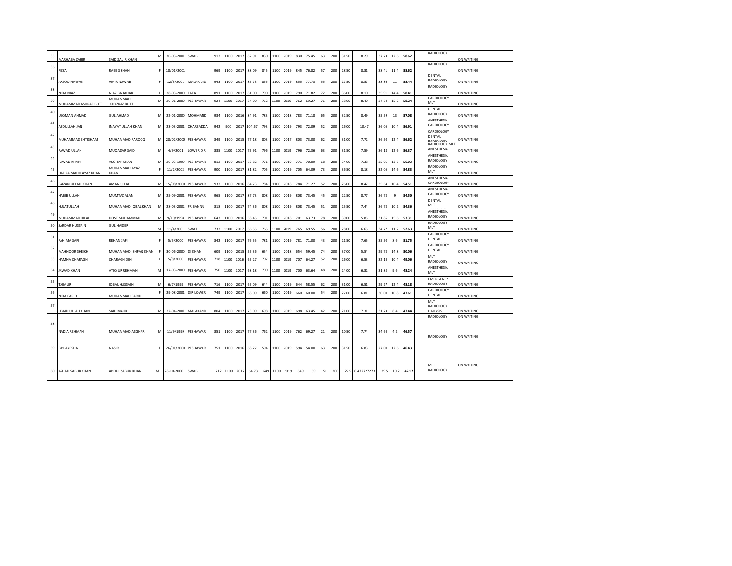| | | | | | | | | | | | | | | | | | | | | | | | | | | |
|---|---|---|---|---|---|---|---|---|---|---|---|---|---|---|---|---|---|---|---|---|---|---|---|---|---|---|
| 35 | MARHABA ZAHIR | SAID ZAUIR KHAN | M | 30-03-2001 | SWABI | 912 | 1100 | 2017 | 82.91 | 830 | 1100 | 2019 | 830 | 75.45 | 63 | 200 | 31.50 | 8.29 | 37.73 | 12.6 | **58.62** | | RADIOLOGY | ON WAITING |
| 36 | FIZZA | RAEE S KHAN | F | 18/01/2001 | | 969 | 1100 | 2017 | 88.09 | 845 | 1100 | 2019 | 845 | 76.82 | 57 | 200 | 28.50 | 8.81 | 38.41 | 11.4 | **58.62** | | RADIOLOGY | ON WAITING |
| 37 | ARZOO NAWAB | AMIR NAWAB | F | 12/3/2001 | MALAKAND | 943 | 1100 | 2017 | 85.73 | 855 | 1100 | 2019 | 855 | 77.73 | 55 | 200 | 27.50 | 8.57 | 38.86 | 11 | **58.44** | | DENTAL RADIOLOGY | ON WAITING |
| 38 | NIDA NIAZ | NIAZ BAHADAR | F | 28-03-2000 | FATA | 891 | 1100 | 2017 | 81.00 | 790 | 1100 | 2019 | 790 | 71.82 | 72 | 200 | 36.00 | 8.10 | 35.91 | 14.4 | **58.41** | | RADIOLOGY | ON WAITING |
| 39 | MUHAMMAD ASHRAF BUTT | MUHAMMAD KHYZRAZ BUTT | M | 20-01-2000 | PESHAWAR | 924 | 1100 | 2017 | 84.00 | 762 | 1100 | 2019 | 762 | 69.27 | 76 | 200 | 38.00 | 8.40 | 34.64 | 15.2 | **58.24** | | CARDIOLOGY MLT | ON WAITING |
| 40 | LUQMAN AHMAD | GUL AHMAD | M | 22-01-2000 | MOHMAND | 934 | 1100 | 2016 | 84.91 | 783 | 1100 | 2018 | 783 | 71.18 | 65 | 200 | 32.50 | 8.49 | 35.59 | 13 | **57.08** | | DENTAL RADIOLOGY | ON WAITING |
| 41 | ABDULLAH JAN | INAYAT ULLAH KHAN | M | 23-03-2001 | CHARSADDA | 942 | 900 | 2017 | 104.67 | 793 | 1100 | 2019 | 793 | 72.09 | 52 | 200 | 26.00 | 10.47 | 36.05 | 10.4 | **56.91** | | ANESTHESIA CARDIOLOGY | ON WAITING |
| 42 | MUHAMMAD EHTISHAM | MUHAMMAD FAROOQ | M | 28/02/2000 | PESHAWAR | 849 | 1100 | 2015 | 77.18 | 803 | 1100 | 2017 | 803 | 73.00 | 62 | 200 | 31.00 | 7.72 | 36.50 | 12.4 | **56.62** | | CARDIOLOGY DENTAL RADIOLOGY | ON WAITING |
| 43 | FAWAD ULLAH | MUQADAR SAID | M | 4/9/2001 | LOWER DIR | 835 | 1100 | 2017 | 75.91 | 796 | 1100 | 2019 | 796 | 72.36 | 63 | 200 | 31.50 | 7.59 | 36.18 | 12.6 | **56.37** | | RADIOLOGY MLT ANESTHESIA | ON WAITING |
| 44 | FAWAD KHAN | ASGHAR KHAN | M | 20-03-1999 | PESHAWAR | 812 | 1100 | 2017 | 73.82 | 771 | 1100 | 2019 | 771 | 70.09 | 68 | 200 | 34.00 | 7.38 | 35.05 | 13.6 | **56.03** | | ANESTHESIA RADIOLOGY | ON WAITING |
| 45 | HAFIZA MAHIL AYAZ KHAN | MUHAMMAD AYAZ KHAN | F | 11/2/2002 | PESHAWAR | 900 | 1100 | 2017 | 81.82 | 705 | 1100 | 2019 | 705 | 64.09 | 73 | 200 | 36.50 | 8.18 | 32.05 | 14.6 | **54.83** | | RADIOLOGY MLT | ON WAITING |
| 46 | FAIZAN ULLAH KHAN | AMAN ULLAH | M | 15/08/2000 | PESHAWAR | 932 | 1100 | 2016 | 84.73 | 784 | 1100 | 2018 | 784 | 71.27 | 52 | 200 | 26.00 | 8.47 | 35.64 | 10.4 | **54.51** | | ANESTHESIA CARDIOLOGY | ON WAITING |
| 47 | HABIB ULLAH | MUMTAZ ALAN | M | 25-09-2001 | PESHAWAR | 965 | 1100 | 2017 | 87.73 | 808 | 1100 | 2019 | 808 | 73.45 | 45 | 200 | 22.50 | 8.77 | 36.73 | 9 | **54.50** | | ANESTHESIA CARDIOLOGY | ON WAITING |
| 48 | HUJATULLAH | MUHAMMAD IQBAL KHAN | M | 28-03-2002 | FR BANNU | 818 | 1100 | 2017 | 74.36 | 808 | 1100 | 2019 | 808 | 73.45 | 51 | 200 | 25.50 | 7.44 | 36.73 | 10.2 | **54.36** | | DENTAL MLT | ON WAITING |
| 49 | MUHAMMAD HILAL | DOST MUHAMMAD | M | 9/10/1998 | PESHAWAR | 643 | 1100 | 2016 | 58.45 | 701 | 1100 | 2018 | 701 | 63.73 | 78 | 200 | 39.00 | 5.85 | 31.86 | 15.6 | **53.31** | | ANESTHESIA RADIOLOGY | ON WAITING |
| 50 | SARDAR HUSSAIN | GUL HAIDER | M | 11/4/2001 | SWAT | 732 | 1100 | 2017 | 66.55 | 765 | 1100 | 2019 | 765 | 69.55 | 56 | 200 | 28.00 | 6.65 | 34.77 | 11.2 | **52.63** | | RADIOLOGY MLT | ON WAITING |
| 51 | FAHIMA SAFI | REHAN SAFI | F | 5/5/2000 | PESHAWAR | 842 | 1100 | 2017 | 76.55 | 781 | 1100 | 2019 | 781 | 71.00 | 43 | 200 | 21.50 | 7.65 | 35.50 | 8.6 | **51.75** | | CARDIOLOGY DENTAL | ON WAITING |
| 52 | MAHNOOR SHEIKH | MUHAMMAD ISHFAQ KHAN | F | 30-06-2000 | DI KHAN | 609 | 1100 | 2015 | 55.36 | 654 | 1100 | 2018 | 654 | 59.45 | 74 | 200 | 37.00 | 5.54 | 29.73 | 14.8 | **50.06** | | CARDIOLOGY DENTAL | ON WAITING |
| 53 | HAMNA CHARAGH | CHARAGH DIN | F | 5/8/2000 | PESHAWAR | 718 | 1100 | 2016 | 65.27 | 707 | 1100 | 2019 | 707 | 64.27 | 52 | 200 | 26.00 | 6.53 | 32.14 | 10.4 | **49.06** | | MLT RADIOLOGY | ON WAITING |
| 54 | JAWAD KHAN | ATIQ UR REHMAN | M | 17-03-2000 | PESHAWAR | 750 | 1100 | 2017 | 68.18 | 700 | 1100 | 2019 | 700 | 63.64 | 48 | 200 | 24.00 | 6.82 | 31.82 | 9.6 | **48.24** | | ANESTHESIA MLT | ON WAITING |
| 55 | TAIMUR | IQBAL HUSSAIN | M | 6/7/1999 | PESHAWAR | 716 | 1100 | 2017 | 65.09 | 644 | 1100 | 2019 | 644 | 58.55 | 62 | 200 | 31.00 | 6.51 | 29.27 | 12.4 | **48.18** | | EMERGENCY RADIOLOGY | ON WAITING |
| 56 | NIDA FARID | MUHAMMAD FARID | F | 29-08-2001 | DIR LOWER | 749 | 1100 | 2017 | 68.09 | 660 | 1100 | 2019 | 660 | 60.00 | 54 | 200 | 27.00 | 6.81 | 30.00 | 10.8 | **47.61** | | CARDIOLOGY DENTAL | ON WAITING |
| 57 | UBAID ULLAH KHAN | SAID MALIK | M | 22-04-2001 | MALAKAND | 804 | 1100 | 2017 | 73.09 | 698 | 1100 | 2019 | 698 | 63.45 | 42 | 200 | 21.00 | 7.31 | 31.73 | 8.4 | **47.44** | | MLT RADIOLOGY DAILYSIS | ON WAITING |
| 58 | NADIA REHMAN | MUHAMMAD ASGHAR | M | 11/9/1999 | PESHAWAR | 851 | 1100 | 2017 | 77.36 | 762 | 1100 | 2019 | 762 | 69.27 | 21 | 200 | 10.50 | 7.74 | 34.64 | 4.2 | **46.57** | | RADIOLOGY | ON WAITING |
| 59 | BIBI AYESHA | NASIR | F | 26/01/2000 | PESHAWAR | 751 | 1100 | 2016 | 68.27 | 594 | 1100 | 2019 | 594 | 54.00 | 63 | 200 | 31.50 | 6.83 | 27.00 | 12.6 | **46.43** | | RADIOLOGY | ON WAITING |
| 60 | ASHAD SABUR KHAN | ABDUL SABUR KHAN | M | 28-10-2000 | SWABI | 712 | 1100 | 2017 | 64.73 | 649 | 1100 | 2019 | 649 | 59 | 51 | 200 | 25.5 | 6.472727273 | 29.5 | 10.2 | **46.17** | | MLT RADIOLOGY | ON WAITING |